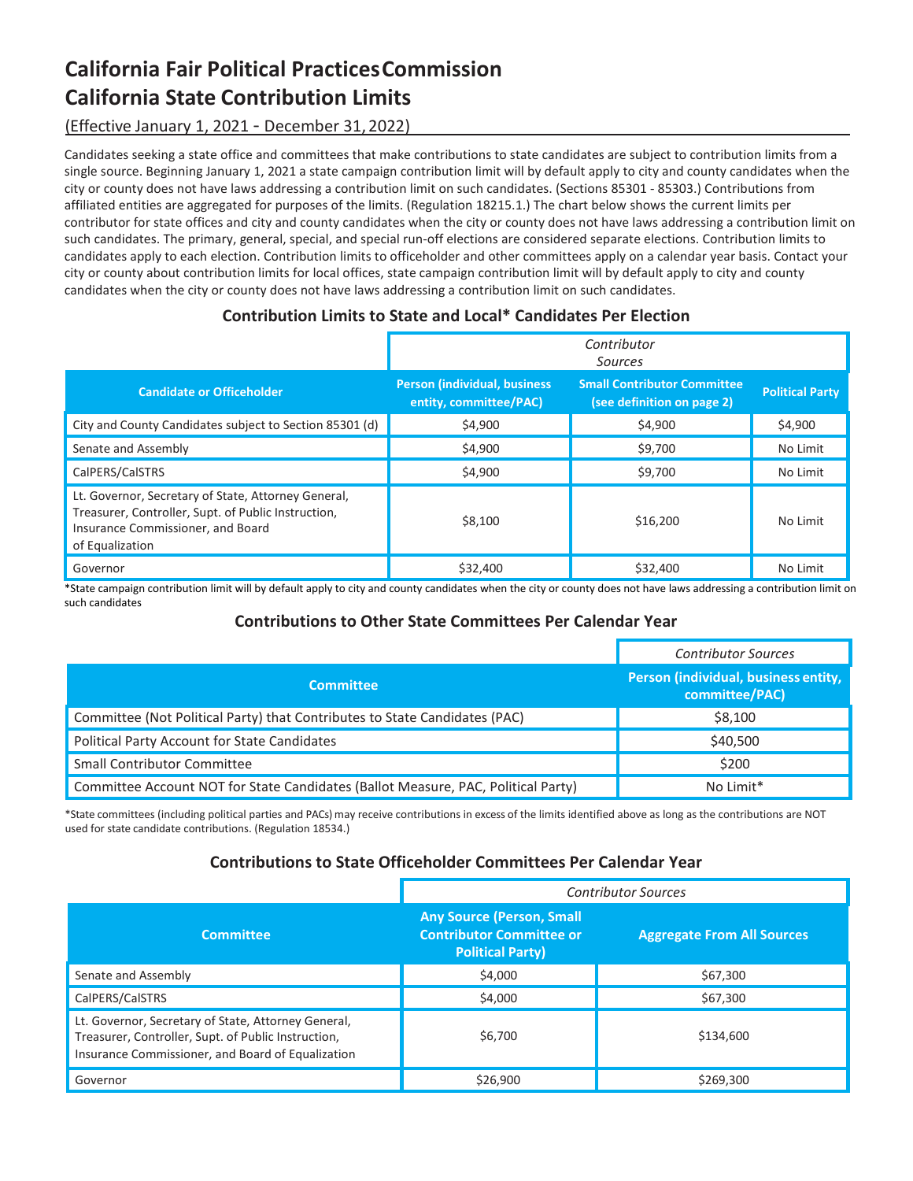# California Fair Political Practices Commission
# California State Contribution Limits

(Effective January 1, 2021 - December 31, 2022)

Candidates seeking a state office and committees that make contributions to state candidates are subject to contribution limits from a single source. Beginning January 1, 2021 a state campaign contribution limit will by default apply to city and county candidates when the city or county does not have laws addressing a contribution limit on such candidates. (Sections 85301 - 85303.) Contributions from affiliated entities are aggregated for purposes of the limits. (Regulation 18215.1.) The chart below shows the current limits per contributor for state offices and city and county candidates when the city or county does not have laws addressing a contribution limit on such candidates. The primary, general, special, and special run-off elections are considered separate elections. Contribution limits to candidates apply to each election. Contribution limits to officeholder and other committees apply on a calendar year basis. Contact your city or county about contribution limits for local offices, state campaign contribution limit will by default apply to city and county candidates when the city or county does not have laws addressing a contribution limit on such candidates.

### Contribution Limits to State and Local* Candidates Per Election

| | *Contributor Sources* | | |
|---|---|---|---|
| **Candidate or Officeholder** | **Person (individual, business entity, committee/PAC)** | **Small Contributor Committee (see definition on page 2)** | **Political Party** |
| City and County Candidates subject to Section 85301 (d) | $4,900 | $4,900 | $4,900 |
| Senate and Assembly | $4,900 | $9,700 | No Limit |
| CalPERS/CalSTRS | $4,900 | $9,700 | No Limit |
| Lt. Governor, Secretary of State, Attorney General, Treasurer, Controller, Supt. of Public Instruction, Insurance Commissioner, and Board of Equalization | $8,100 | $16,200 | No Limit |
| Governor | $32,400 | $32,400 | No Limit |

*State campaign contribution limit will by default apply to city and county candidates when the city or county does not have laws addressing a contribution limit on such candidates

### Contributions to Other State Committees Per Calendar Year

| | *Contributor Sources* |
|---|---|
| **Committee** | **Person (individual, business entity, committee/PAC)** |
| Committee (Not Political Party) that Contributes to State Candidates (PAC) | $8,100 |
| Political Party Account for State Candidates | $40,500 |
| Small Contributor Committee | $200 |
| Committee Account NOT for State Candidates (Ballot Measure, PAC, Political Party) | No Limit* |

*State committees (including political parties and PACs) may receive contributions in excess of the limits identified above as long as the contributions are NOT used for state candidate contributions. (Regulation 18534.)

### Contributions to State Officeholder Committees Per Calendar Year

| | *Contributor Sources* | |
|---|---|---|
| **Committee** | **Any Source (Person, Small Contributor Committee or Political Party)** | **Aggregate From All Sources** |
| Senate and Assembly | $4,000 | $67,300 |
| CalPERS/CalSTRS | $4,000 | $67,300 |
| Lt. Governor, Secretary of State, Attorney General, Treasurer, Controller, Supt. of Public Instruction, Insurance Commissioner, and Board of Equalization | $6,700 | $134,600 |
| Governor | $26,900 | $269,300 |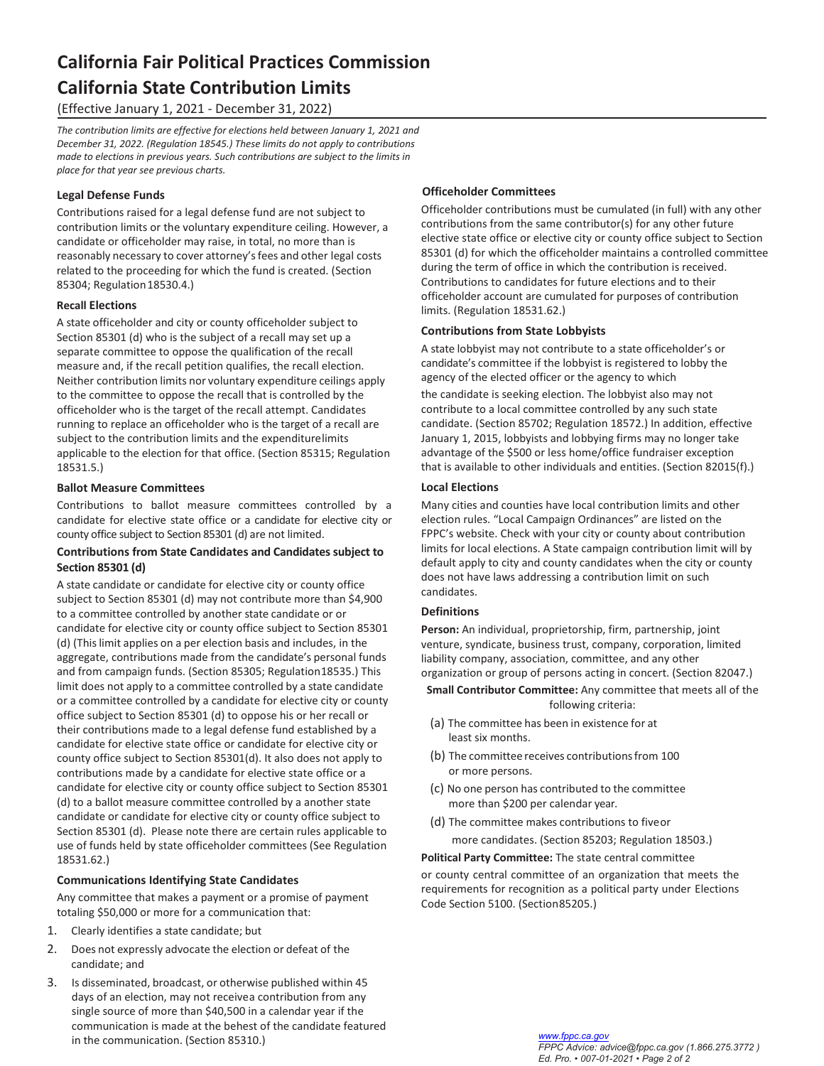# California Fair Political Practices Commission

# California State Contribution Limits

(Effective January 1, 2021 - December 31, 2022)

*The contribution limits are effective for elections held between January 1, 2021 and December 31, 2022. (Regulation 18545.) These limits do not apply to contributions made to elections in previous years. Such contributions are subject to the limits in place for that year see previous charts.*

### Legal Defense Funds

Contributions raised for a legal defense fund are not subject to contribution limits or the voluntary expenditure ceiling. However, a candidate or officeholder may raise, in total, no more than is reasonably necessary to cover attorney's fees and other legal costs related to the proceeding for which the fund is created. (Section 85304; Regulation 18530.4.)

### Recall Elections

A state officeholder and city or county officeholder subject to Section 85301 (d) who is the subject of a recall may set up a separate committee to oppose the qualification of the recall measure and, if the recall petition qualifies, the recall election. Neither contribution limits nor voluntary expenditure ceilings apply to the committee to oppose the recall that is controlled by the officeholder who is the target of the recall attempt. Candidates running to replace an officeholder who is the target of a recall are subject to the contribution limits and the expenditure limits applicable to the election for that office. (Section 85315; Regulation 18531.5.)

### Ballot Measure Committees

Contributions to ballot measure committees controlled by a candidate for elective state office or a candidate for elective city or county office subject to Section 85301 (d) are not limited.

### Contributions from State Candidates and Candidates subject to Section 85301 (d)

A state candidate or candidate for elective city or county office subject to Section 85301 (d) may not contribute more than $4,900 to a committee controlled by another state candidate or or candidate for elective city or county office subject to Section 85301 (d) (This limit applies on a per election basis and includes, in the aggregate, contributions made from the candidate's personal funds and from campaign funds. (Section 85305; Regulation 18535.) This limit does not apply to a committee controlled by a state candidate or a committee controlled by a candidate for elective city or county office subject to Section 85301 (d) to oppose his or her recall or their contributions made to a legal defense fund established by a candidate for elective state office or candidate for elective city or county office subject to Section 85301(d). It also does not apply to contributions made by a candidate for elective state office or a candidate for elective city or county office subject to Section 85301 (d) to a ballot measure committee controlled by a another state candidate or candidate for elective city or county office subject to Section 85301 (d). Please note there are certain rules applicable to use of funds held by state officeholder committees (See Regulation 18531.62.)

### Communications Identifying State Candidates

Any committee that makes a payment or a promise of payment totaling $50,000 or more for a communication that:

1. Clearly identifies a state candidate; but
2. Does not expressly advocate the election or defeat of the candidate; and
3. Is disseminated, broadcast, or otherwise published within 45 days of an election, may not receivea contribution from any single source of more than $40,500 in a calendar year if the communication is made at the behest of the candidate featured in the communication. (Section 85310.)

### Officeholder Committees

Officeholder contributions must be cumulated (in full) with any other contributions from the same contributor(s) for any other future elective state office or elective city or county office subject to Section 85301 (d) for which the officeholder maintains a controlled committee during the term of office in which the contribution is received. Contributions to candidates for future elections and to their officeholder account are cumulated for purposes of contribution limits. (Regulation 18531.62.)

### Contributions from State Lobbyists

A state lobbyist may not contribute to a state officeholder's or candidate's committee if the lobbyist is registered to lobby the agency of the elected officer or the agency to which the candidate is seeking election. The lobbyist also may not contribute to a local committee controlled by any such state candidate. (Section 85702; Regulation 18572.) In addition, effective January 1, 2015, lobbyists and lobbying firms may no longer take advantage of the $500 or less home/office fundraiser exception that is available to other individuals and entities. (Section 82015(f).)

### Local Elections

Many cities and counties have local contribution limits and other election rules. "Local Campaign Ordinances" are listed on the FPPC's website. Check with your city or county about contribution limits for local elections. A State campaign contribution limit will by default apply to city and county candidates when the city or county does not have laws addressing a contribution limit on such candidates.

### Definitions

**Person:** An individual, proprietorship, firm, partnership, joint venture, syndicate, business trust, company, corporation, limited liability company, association, committee, and any other organization or group of persons acting in concert. (Section 82047.)

**Small Contributor Committee:** Any committee that meets all of the following criteria:

(a) The committee has been in existence for at least six months.

(b) The committee receives contributions from 100 or more persons.

(c) No one person has contributed to the committee more than $200 per calendar year.

(d) The committee makes contributions to fiveor more candidates. (Section 85203; Regulation 18503.)

**Political Party Committee:** The state central committee or county central committee of an organization that meets the requirements for recognition as a political party under Elections Code Section 5100. (Section85205.)

www.fppc.ca.gov
FPPC Advice: advice@fppc.ca.gov (1.866.275.3772 )
Ed. Pro. • 007-01-2021